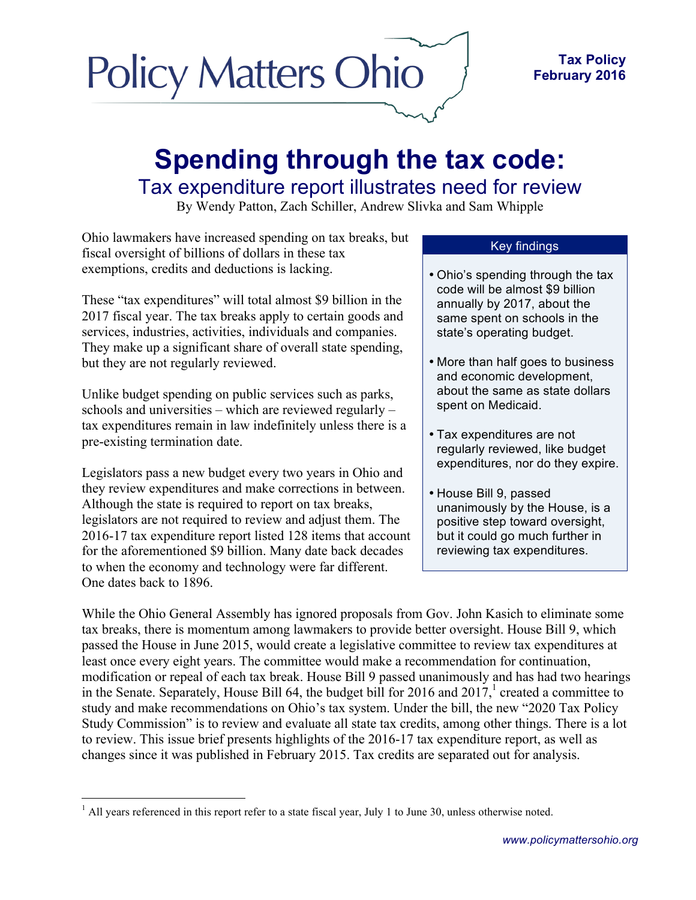Policy Matters Ohio

**Tax Policy**
**February 2016**

# Spending through the tax code:

## Tax expenditure report illustrates need for review

By Wendy Patton, Zach Schiller, Andrew Slivka and Sam Whipple

Ohio lawmakers have increased spending on tax breaks, but fiscal oversight of billions of dollars in these tax exemptions, credits and deductions is lacking.

These "tax expenditures" will total almost $9 billion in the 2017 fiscal year. The tax breaks apply to certain goods and services, industries, activities, individuals and companies. They make up a significant share of overall state spending, but they are not regularly reviewed.

Unlike budget spending on public services such as parks, schools and universities – which are reviewed regularly – tax expenditures remain in law indefinitely unless there is a pre-existing termination date.

Legislators pass a new budget every two years in Ohio and they review expenditures and make corrections in between. Although the state is required to report on tax breaks, legislators are not required to review and adjust them. The 2016-17 tax expenditure report listed 128 items that account for the aforementioned $9 billion. Many date back decades to when the economy and technology were far different. One dates back to 1896.

**Key findings**

- Ohio's spending through the tax code will be almost $9 billion annually by 2017, about the same spent on schools in the state's operating budget.
- More than half goes to business and economic development, about the same as state dollars spent on Medicaid.
- Tax expenditures are not regularly reviewed, like budget expenditures, nor do they expire.
- House Bill 9, passed unanimously by the House, is a positive step toward oversight, but it could go much further in reviewing tax expenditures.

While the Ohio General Assembly has ignored proposals from Gov. John Kasich to eliminate some tax breaks, there is momentum among lawmakers to provide better oversight. House Bill 9, which passed the House in June 2015, would create a legislative committee to review tax expenditures at least once every eight years. The committee would make a recommendation for continuation, modification or repeal of each tax break. House Bill 9 passed unanimously and has had two hearings in the Senate. Separately, House Bill 64, the budget bill for 2016 and 2017,[1] created a committee to study and make recommendations on Ohio's tax system. Under the bill, the new "2020 Tax Policy Study Commission" is to review and evaluate all state tax credits, among other things. There is a lot to review. This issue brief presents highlights of the 2016-17 tax expenditure report, as well as changes since it was published in February 2015. Tax credits are separated out for analysis.

[1] All years referenced in this report refer to a state fiscal year, July 1 to June 30, unless otherwise noted.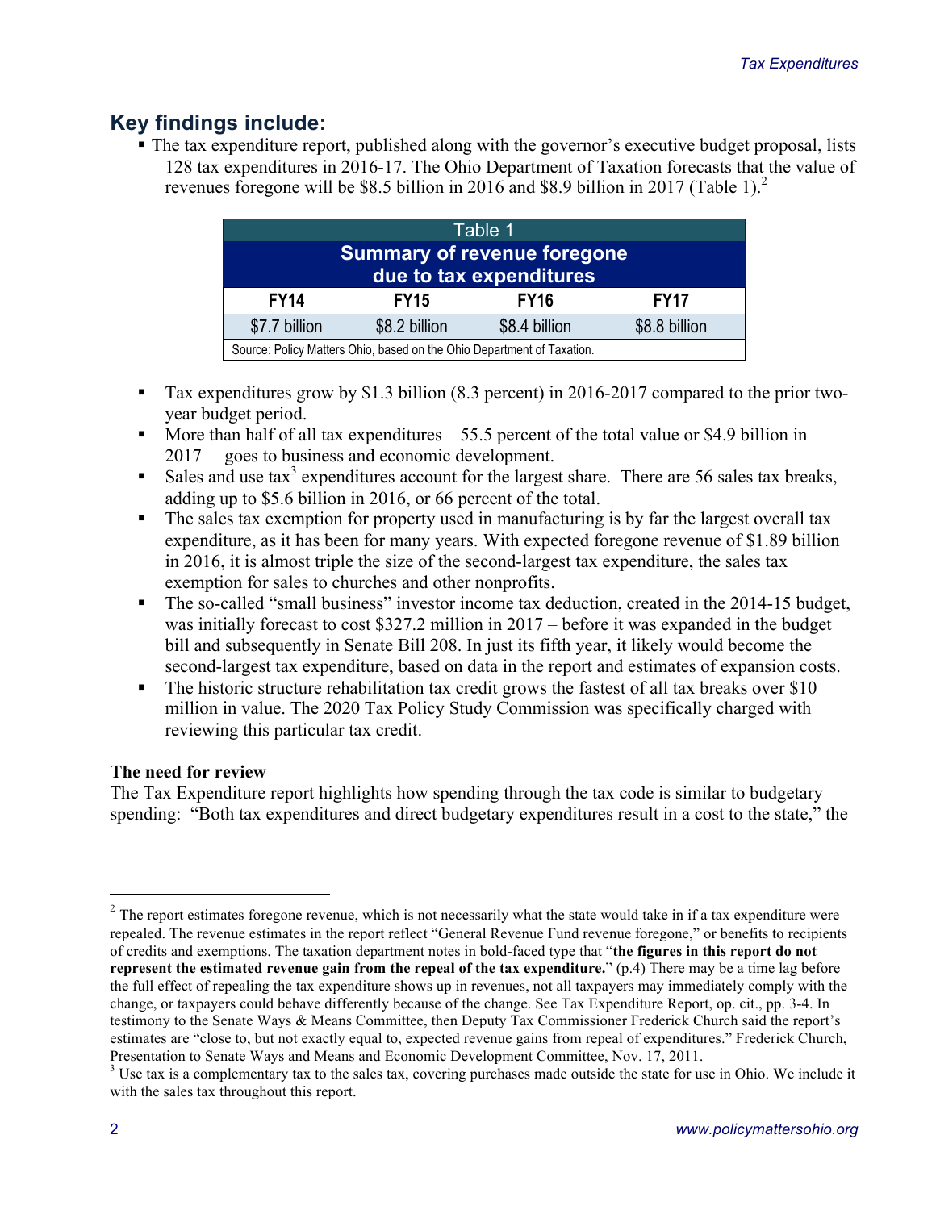## Key findings include:

- The tax expenditure report, published along with the governor's executive budget proposal, lists 128 tax expenditures in 2016-17. The Ohio Department of Taxation forecasts that the value of revenues foregone will be $8.5 billion in 2016 and $8.9 billion in 2017 (Table 1).[2]

| Table 1<br>Summary of revenue foregone due to tax expenditures | | | |
|---|---|---|---|
| FY14 | FY15 | FY16 | FY17 |
| $7.7 billion | $8.2 billion | $8.4 billion | $8.8 billion |
| Source: Policy Matters Ohio, based on the Ohio Department of Taxation. | | | |

- Tax expenditures grow by $1.3 billion (8.3 percent) in 2016-2017 compared to the prior two-year budget period.
- More than half of all tax expenditures – 55.5 percent of the total value or $4.9 billion in 2017— goes to business and economic development.
- Sales and use tax[3] expenditures account for the largest share. There are 56 sales tax breaks, adding up to $5.6 billion in 2016, or 66 percent of the total.
- The sales tax exemption for property used in manufacturing is by far the largest overall tax expenditure, as it has been for many years. With expected foregone revenue of $1.89 billion in 2016, it is almost triple the size of the second-largest tax expenditure, the sales tax exemption for sales to churches and other nonprofits.
- The so-called "small business" investor income tax deduction, created in the 2014-15 budget, was initially forecast to cost $327.2 million in 2017 – before it was expanded in the budget bill and subsequently in Senate Bill 208. In just its fifth year, it likely would become the second-largest tax expenditure, based on data in the report and estimates of expansion costs.
- The historic structure rehabilitation tax credit grows the fastest of all tax breaks over $10 million in value. The 2020 Tax Policy Study Commission was specifically charged with reviewing this particular tax credit.

**The need for review**

The Tax Expenditure report highlights how spending through the tax code is similar to budgetary spending: "Both tax expenditures and direct budgetary expenditures result in a cost to the state," the

[2] The report estimates foregone revenue, which is not necessarily what the state would take in if a tax expenditure were repealed. The revenue estimates in the report reflect "General Revenue Fund revenue foregone," or benefits to recipients of credits and exemptions. The taxation department notes in bold-faced type that "**the figures in this report do not represent the estimated revenue gain from the repeal of the tax expenditure.**" (p.4) There may be a time lag before the full effect of repealing the tax expenditure shows up in revenues, not all taxpayers may immediately comply with the change, or taxpayers could behave differently because of the change. See Tax Expenditure Report, op. cit., pp. 3-4. In testimony to the Senate Ways & Means Committee, then Deputy Tax Commissioner Frederick Church said the report's estimates are "close to, but not exactly equal to, expected revenue gains from repeal of expenditures." Frederick Church, Presentation to Senate Ways and Means and Economic Development Committee, Nov. 17, 2011.

[3] Use tax is a complementary tax to the sales tax, covering purchases made outside the state for use in Ohio. We include it with the sales tax throughout this report.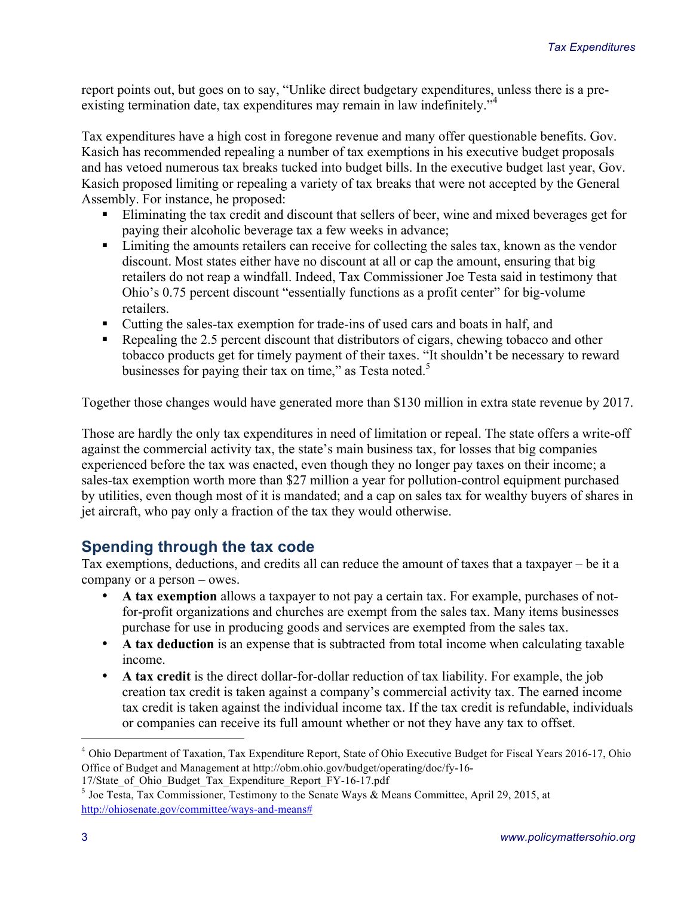report points out, but goes on to say, "Unlike direct budgetary expenditures, unless there is a pre-existing termination date, tax expenditures may remain in law indefinitely."[4]

Tax expenditures have a high cost in foregone revenue and many offer questionable benefits. Gov. Kasich has recommended repealing a number of tax exemptions in his executive budget proposals and has vetoed numerous tax breaks tucked into budget bills. In the executive budget last year, Gov. Kasich proposed limiting or repealing a variety of tax breaks that were not accepted by the General Assembly. For instance, he proposed:

- Eliminating the tax credit and discount that sellers of beer, wine and mixed beverages get for paying their alcoholic beverage tax a few weeks in advance;
- Limiting the amounts retailers can receive for collecting the sales tax, known as the vendor discount. Most states either have no discount at all or cap the amount, ensuring that big retailers do not reap a windfall. Indeed, Tax Commissioner Joe Testa said in testimony that Ohio's 0.75 percent discount "essentially functions as a profit center" for big-volume retailers.
- Cutting the sales-tax exemption for trade-ins of used cars and boats in half, and
- Repealing the 2.5 percent discount that distributors of cigars, chewing tobacco and other tobacco products get for timely payment of their taxes. "It shouldn't be necessary to reward businesses for paying their tax on time," as Testa noted.[5]

Together those changes would have generated more than $130 million in extra state revenue by 2017.

Those are hardly the only tax expenditures in need of limitation or repeal. The state offers a write-off against the commercial activity tax, the state's main business tax, for losses that big companies experienced before the tax was enacted, even though they no longer pay taxes on their income; a sales-tax exemption worth more than $27 million a year for pollution-control equipment purchased by utilities, even though most of it is mandated; and a cap on sales tax for wealthy buyers of shares in jet aircraft, who pay only a fraction of the tax they would otherwise.

## Spending through the tax code

Tax exemptions, deductions, and credits all can reduce the amount of taxes that a taxpayer – be it a company or a person – owes.

- **A tax exemption** allows a taxpayer to not pay a certain tax. For example, purchases of not-for-profit organizations and churches are exempt from the sales tax. Many items businesses purchase for use in producing goods and services are exempted from the sales tax.
- **A tax deduction** is an expense that is subtracted from total income when calculating taxable income.
- **A tax credit** is the direct dollar-for-dollar reduction of tax liability. For example, the job creation tax credit is taken against a company's commercial activity tax. The earned income tax credit is taken against the individual income tax. If the tax credit is refundable, individuals or companies can receive its full amount whether or not they have any tax to offset.

---

[4] Ohio Department of Taxation, Tax Expenditure Report, State of Ohio Executive Budget for Fiscal Years 2016-17, Ohio Office of Budget and Management at http://obm.ohio.gov/budget/operating/doc/fy-16-17/State_of_Ohio_Budget_Tax_Expenditure_Report_FY-16-17.pdf

[5] Joe Testa, Tax Commissioner, Testimony to the Senate Ways & Means Committee, April 29, 2015, at http://ohiosenate.gov/committee/ways-and-means#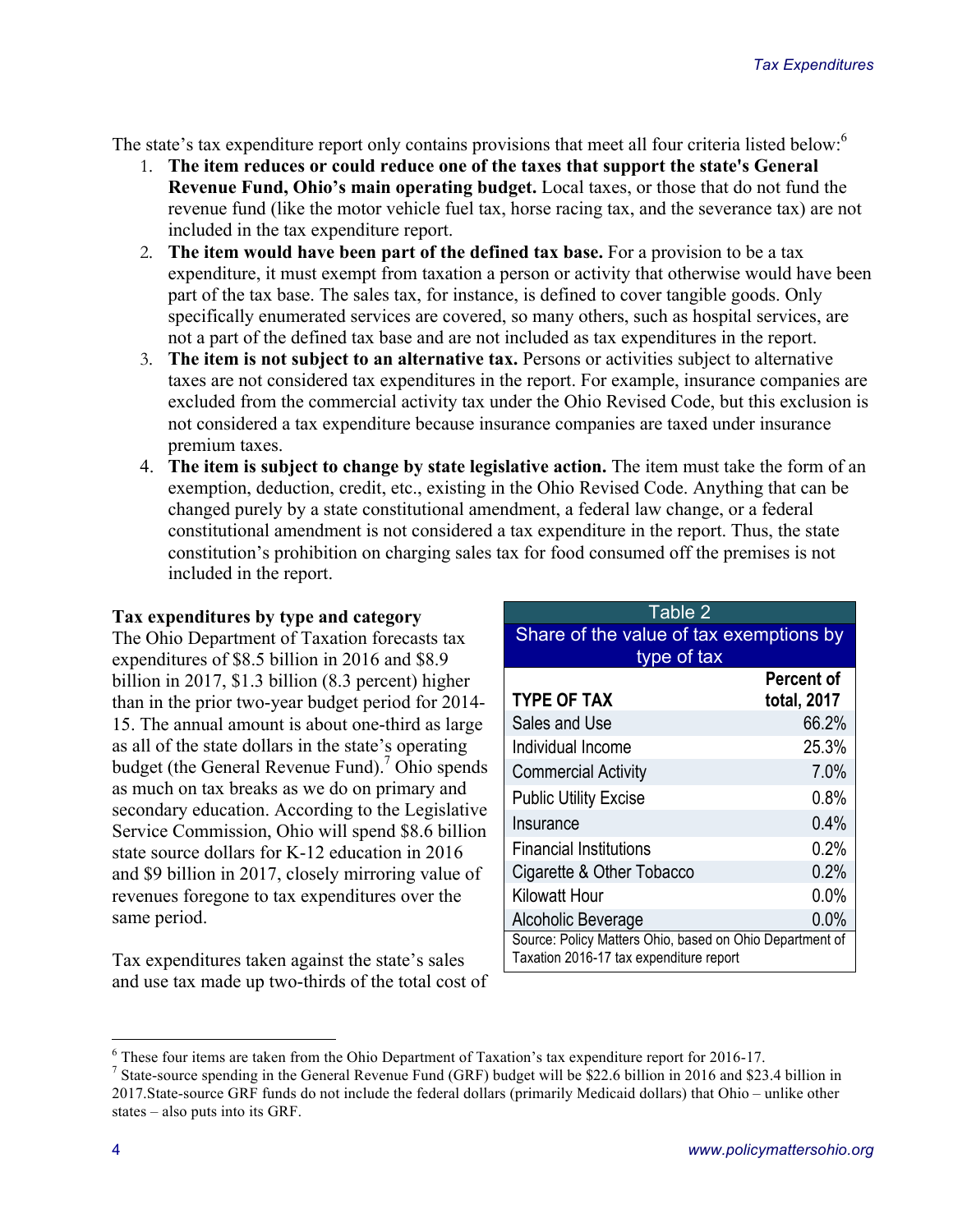The state's tax expenditure report only contains provisions that meet all four criteria listed below:[6]

1. **The item reduces or could reduce one of the taxes that support the state's General Revenue Fund, Ohio's main operating budget.** Local taxes, or those that do not fund the revenue fund (like the motor vehicle fuel tax, horse racing tax, and the severance tax) are not included in the tax expenditure report.
2. **The item would have been part of the defined tax base.** For a provision to be a tax expenditure, it must exempt from taxation a person or activity that otherwise would have been part of the tax base. The sales tax, for instance, is defined to cover tangible goods. Only specifically enumerated services are covered, so many others, such as hospital services, are not a part of the defined tax base and are not included as tax expenditures in the report.
3. **The item is not subject to an alternative tax.** Persons or activities subject to alternative taxes are not considered tax expenditures in the report. For example, insurance companies are excluded from the commercial activity tax under the Ohio Revised Code, but this exclusion is not considered a tax expenditure because insurance companies are taxed under insurance premium taxes.
4. **The item is subject to change by state legislative action.** The item must take the form of an exemption, deduction, credit, etc., existing in the Ohio Revised Code. Anything that can be changed purely by a state constitutional amendment, a federal law change, or a federal constitutional amendment is not considered a tax expenditure in the report. Thus, the state constitution's prohibition on charging sales tax for food consumed off the premises is not included in the report.

**Tax expenditures by type and category**

The Ohio Department of Taxation forecasts tax expenditures of $8.5 billion in 2016 and $8.9 billion in 2017, $1.3 billion (8.3 percent) higher than in the prior two-year budget period for 2014-15. The annual amount is about one-third as large as all of the state dollars in the state's operating budget (the General Revenue Fund).[7] Ohio spends as much on tax breaks as we do on primary and secondary education. According to the Legislative Service Commission, Ohio will spend $8.6 billion state source dollars for K-12 education in 2016 and $9 billion in 2017, closely mirroring value of revenues foregone to tax expenditures over the same period.

Table 2
Share of the value of tax exemptions by type of tax

| TYPE OF TAX | Percent of total, 2017 |
|---|---|
| Sales and Use | 66.2% |
| Individual Income | 25.3% |
| Commercial Activity | 7.0% |
| Public Utility Excise | 0.8% |
| Insurance | 0.4% |
| Financial Institutions | 0.2% |
| Cigarette & Other Tobacco | 0.2% |
| Kilowatt Hour | 0.0% |
| Alcoholic Beverage | 0.0% |

Source: Policy Matters Ohio, based on Ohio Department of Taxation 2016-17 tax expenditure report

Tax expenditures taken against the state's sales and use tax made up two-thirds of the total cost of

---

[6] These four items are taken from the Ohio Department of Taxation's tax expenditure report for 2016-17.

[7] State-source spending in the General Revenue Fund (GRF) budget will be $22.6 billion in 2016 and $23.4 billion in 2017.State-source GRF funds do not include the federal dollars (primarily Medicaid dollars) that Ohio – unlike other states – also puts into its GRF.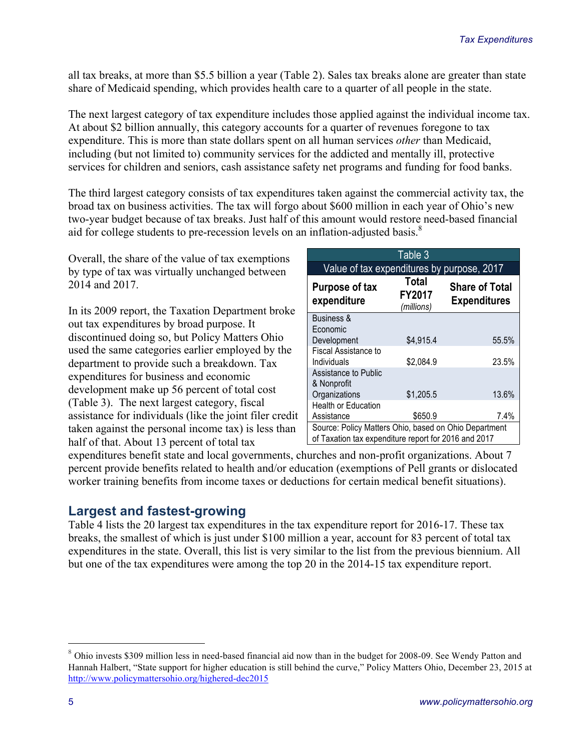all tax breaks, at more than $5.5 billion a year (Table 2). Sales tax breaks alone are greater than state share of Medicaid spending, which provides health care to a quarter of all people in the state.

The next largest category of tax expenditure includes those applied against the individual income tax. At about $2 billion annually, this category accounts for a quarter of revenues foregone to tax expenditure. This is more than state dollars spent on all human services *other* than Medicaid, including (but not limited to) community services for the addicted and mentally ill, protective services for children and seniors, cash assistance safety net programs and funding for food banks.

The third largest category consists of tax expenditures taken against the commercial activity tax, the broad tax on business activities. The tax will forgo about $600 million in each year of Ohio's new two-year budget because of tax breaks. Just half of this amount would restore need-based financial aid for college students to pre-recession levels on an inflation-adjusted basis.[8]

Overall, the share of the value of tax exemptions by type of tax was virtually unchanged between 2014 and 2017.

In its 2009 report, the Taxation Department broke out tax expenditures by broad purpose. It discontinued doing so, but Policy Matters Ohio used the same categories earlier employed by the department to provide such a breakdown. Tax expenditures for business and economic development make up 56 percent of total cost (Table 3). The next largest category, fiscal assistance for individuals (like the joint filer credit taken against the personal income tax) is less than half of that. About 13 percent of total tax expenditures benefit state and local governments, churches and non-profit organizations. About 7 percent provide benefits related to health and/or education (exemptions of Pell grants or dislocated worker training benefits from income taxes or deductions for certain medical benefit situations).

Table 3
Value of tax expenditures by purpose, 2017

| Purpose of tax expenditure | Total FY2017 *(millions)* | Share of Total Expenditures |
|---|---|---|
| Business & Economic Development | $4,915.4 | 55.5% |
| Fiscal Assistance to Individuals | $2,084.9 | 23.5% |
| Assistance to Public & Nonprofit Organizations | $1,205.5 | 13.6% |
| Health or Education Assistance | $650.9 | 7.4% |

Source: Policy Matters Ohio, based on Ohio Department of Taxation tax expenditure report for 2016 and 2017

## Largest and fastest-growing

Table 4 lists the 20 largest tax expenditures in the tax expenditure report for 2016-17. These tax breaks, the smallest of which is just under $100 million a year, account for 83 percent of total tax expenditures in the state. Overall, this list is very similar to the list from the previous biennium. All but one of the tax expenditures were among the top 20 in the 2014-15 tax expenditure report.

[8] Ohio invests $309 million less in need-based financial aid now than in the budget for 2008-09. See Wendy Patton and Hannah Halbert, "State support for higher education is still behind the curve," Policy Matters Ohio, December 23, 2015 at http://www.policymattersohio.org/highered-dec2015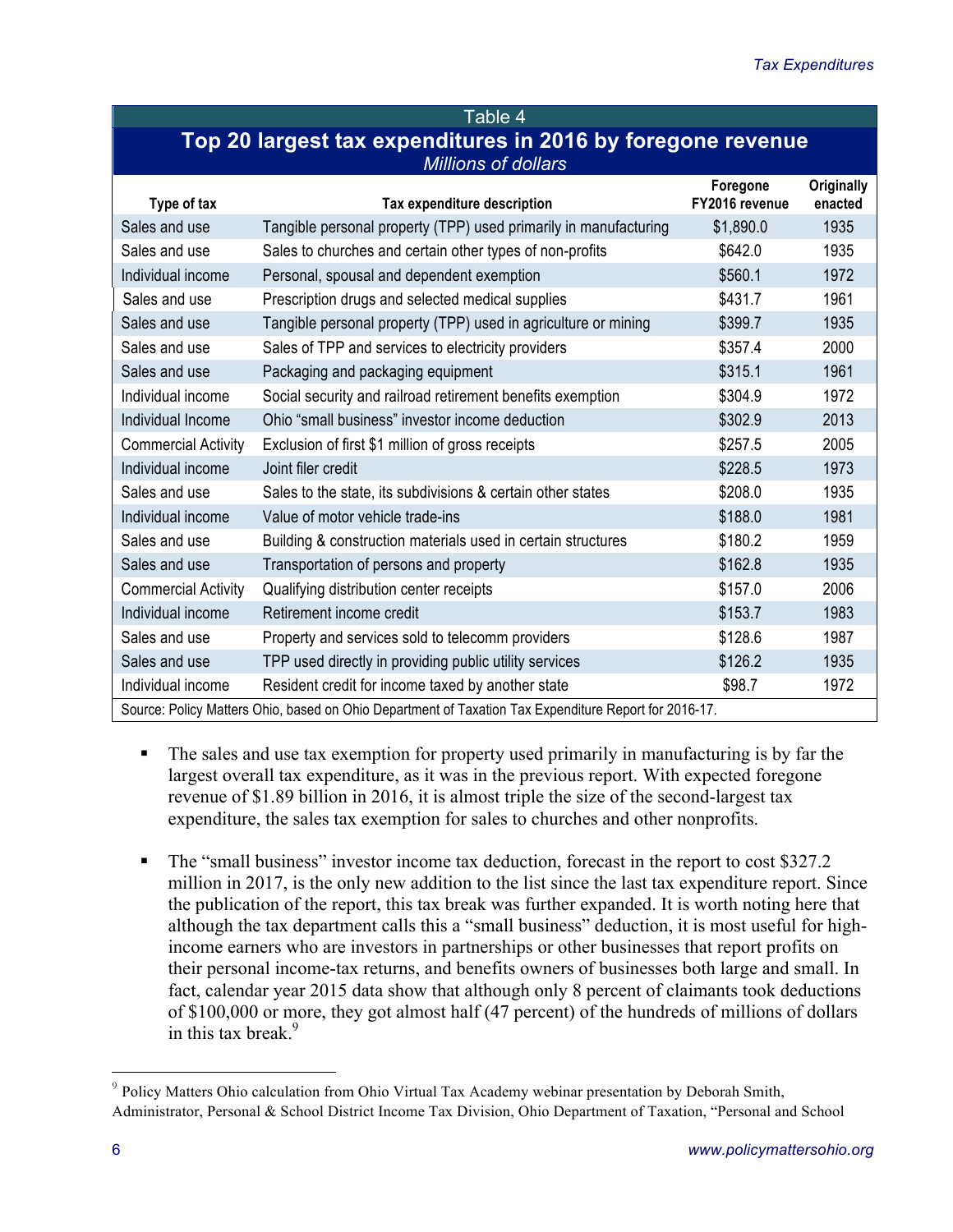Table 4

**Top 20 largest tax expenditures in 2016 by foregone revenue**

*Millions of dollars*

| Type of tax | Tax expenditure description | Foregone FY2016 revenue | Originally enacted |
|---|---|---|---|
| Sales and use | Tangible personal property (TPP) used primarily in manufacturing | $1,890.0 | 1935 |
| Sales and use | Sales to churches and certain other types of non-profits | $642.0 | 1935 |
| Individual income | Personal, spousal and dependent exemption | $560.1 | 1972 |
| Sales and use | Prescription drugs and selected medical supplies | $431.7 | 1961 |
| Sales and use | Tangible personal property (TPP) used in agriculture or mining | $399.7 | 1935 |
| Sales and use | Sales of TPP and services to electricity providers | $357.4 | 2000 |
| Sales and use | Packaging and packaging equipment | $315.1 | 1961 |
| Individual income | Social security and railroad retirement benefits exemption | $304.9 | 1972 |
| Individual Income | Ohio "small business" investor income deduction | $302.9 | 2013 |
| Commercial Activity | Exclusion of first $1 million of gross receipts | $257.5 | 2005 |
| Individual income | Joint filer credit | $228.5 | 1973 |
| Sales and use | Sales to the state, its subdivisions & certain other states | $208.0 | 1935 |
| Individual income | Value of motor vehicle trade-ins | $188.0 | 1981 |
| Sales and use | Building & construction materials used in certain structures | $180.2 | 1959 |
| Sales and use | Transportation of persons and property | $162.8 | 1935 |
| Commercial Activity | Qualifying distribution center receipts | $157.0 | 2006 |
| Individual income | Retirement income credit | $153.7 | 1983 |
| Sales and use | Property and services sold to telecomm providers | $128.6 | 1987 |
| Sales and use | TPP used directly in providing public utility services | $126.2 | 1935 |
| Individual income | Resident credit for income taxed by another state | $98.7 | 1972 |

Source: Policy Matters Ohio, based on Ohio Department of Taxation Tax Expenditure Report for 2016-17.

- The sales and use tax exemption for property used primarily in manufacturing is by far the largest overall tax expenditure, as it was in the previous report. With expected foregone revenue of $1.89 billion in 2016, it is almost triple the size of the second-largest tax expenditure, the sales tax exemption for sales to churches and other nonprofits.

- The "small business" investor income tax deduction, forecast in the report to cost $327.2 million in 2017, is the only new addition to the list since the last tax expenditure report. Since the publication of the report, this tax break was further expanded. It is worth noting here that although the tax department calls this a "small business" deduction, it is most useful for high-income earners who are investors in partnerships or other businesses that report profits on their personal income-tax returns, and benefits owners of businesses both large and small. In fact, calendar year 2015 data show that although only 8 percent of claimants took deductions of $100,000 or more, they got almost half (47 percent) of the hundreds of millions of dollars in this tax break.[9]

[9] Policy Matters Ohio calculation from Ohio Virtual Tax Academy webinar presentation by Deborah Smith, Administrator, Personal & School District Income Tax Division, Ohio Department of Taxation, "Personal and School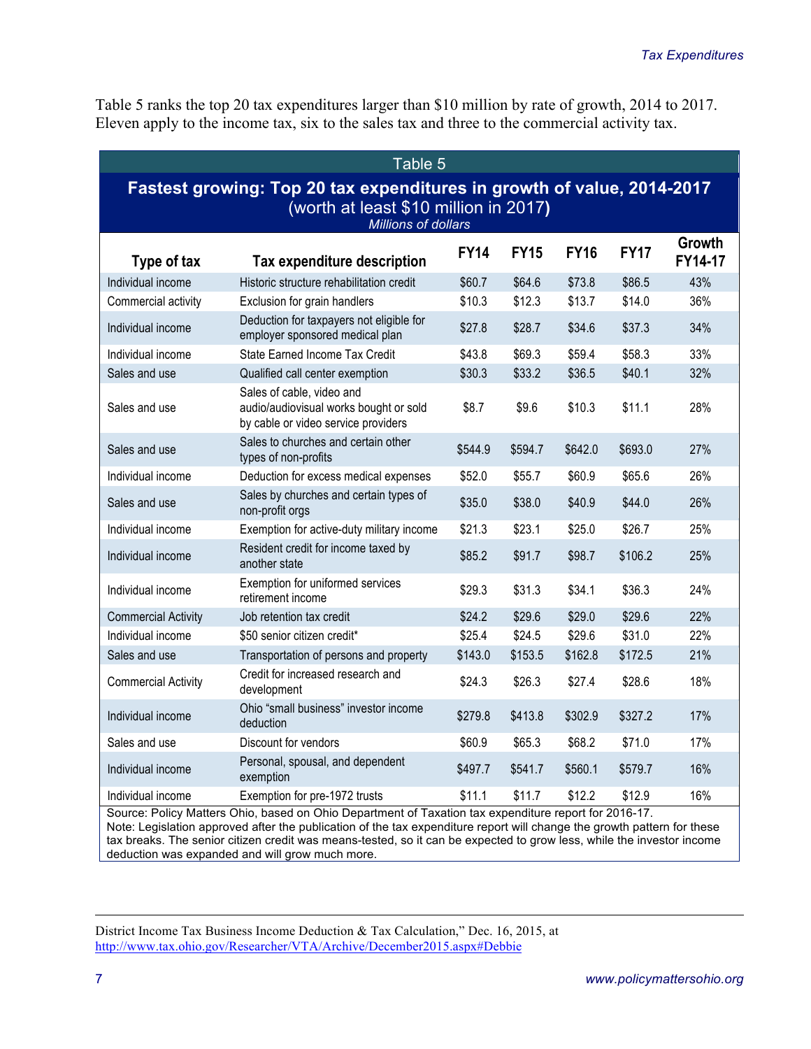Table 5 ranks the top 20 tax expenditures larger than $10 million by rate of growth, 2014 to 2017. Eleven apply to the income tax, six to the sales tax and three to the commercial activity tax.

**Table 5**

**Fastest growing: Top 20 tax expenditures in growth of value, 2014-2017**
(worth at least $10 million in 2017)
*Millions of dollars*

| Type of tax | Tax expenditure description | FY14 | FY15 | FY16 | FY17 | Growth FY14-17 |
|---|---|---|---|---|---|---|
| Individual income | Historic structure rehabilitation credit | $60.7 | $64.6 | $73.8 | $86.5 | 43% |
| Commercial activity | Exclusion for grain handlers | $10.3 | $12.3 | $13.7 | $14.0 | 36% |
| Individual income | Deduction for taxpayers not eligible for employer sponsored medical plan | $27.8 | $28.7 | $34.6 | $37.3 | 34% |
| Individual income | State Earned Income Tax Credit | $43.8 | $69.3 | $59.4 | $58.3 | 33% |
| Sales and use | Qualified call center exemption | $30.3 | $33.2 | $36.5 | $40.1 | 32% |
| Sales and use | Sales of cable, video and audio/audiovisual works bought or sold by cable or video service providers | $8.7 | $9.6 | $10.3 | $11.1 | 28% |
| Sales and use | Sales to churches and certain other types of non-profits | $544.9 | $594.7 | $642.0 | $693.0 | 27% |
| Individual income | Deduction for excess medical expenses | $52.0 | $55.7 | $60.9 | $65.6 | 26% |
| Sales and use | Sales by churches and certain types of non-profit orgs | $35.0 | $38.0 | $40.9 | $44.0 | 26% |
| Individual income | Exemption for active-duty military income | $21.3 | $23.1 | $25.0 | $26.7 | 25% |
| Individual income | Resident credit for income taxed by another state | $85.2 | $91.7 | $98.7 | $106.2 | 25% |
| Individual income | Exemption for uniformed services retirement income | $29.3 | $31.3 | $34.1 | $36.3 | 24% |
| Commercial Activity | Job retention tax credit | $24.2 | $29.6 | $29.0 | $29.6 | 22% |
| Individual income | $50 senior citizen credit* | $25.4 | $24.5 | $29.6 | $31.0 | 22% |
| Sales and use | Transportation of persons and property | $143.0 | $153.5 | $162.8 | $172.5 | 21% |
| Commercial Activity | Credit for increased research and development | $24.3 | $26.3 | $27.4 | $28.6 | 18% |
| Individual income | Ohio "small business" investor income deduction | $279.8 | $413.8 | $302.9 | $327.2 | 17% |
| Sales and use | Discount for vendors | $60.9 | $65.3 | $68.2 | $71.0 | 17% |
| Individual income | Personal, spousal, and dependent exemption | $497.7 | $541.7 | $560.1 | $579.7 | 16% |
| Individual income | Exemption for pre-1972 trusts | $11.1 | $11.7 | $12.2 | $12.9 | 16% |

Source: Policy Matters Ohio, based on Ohio Department of Taxation tax expenditure report for 2016-17.
Note: Legislation approved after the publication of the tax expenditure report will change the growth pattern for these tax breaks. The senior citizen credit was means-tested, so it can be expected to grow less, while the investor income deduction was expanded and will grow much more.

---

District Income Tax Business Income Deduction & Tax Calculation," Dec. 16, 2015, at http://www.tax.ohio.gov/Researcher/VTA/Archive/December2015.aspx#Debbie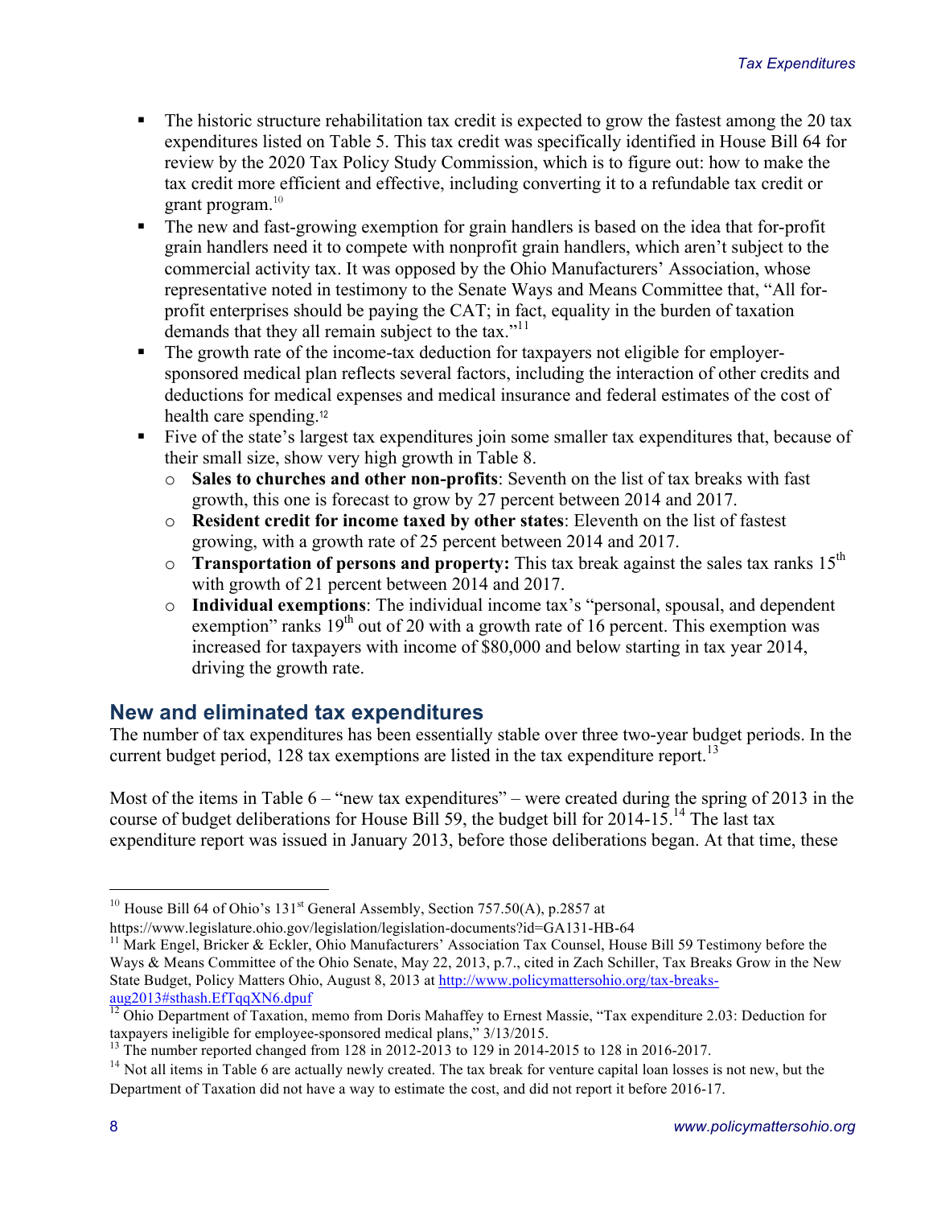- The historic structure rehabilitation tax credit is expected to grow the fastest among the 20 tax expenditures listed on Table 5. This tax credit was specifically identified in House Bill 64 for review by the 2020 Tax Policy Study Commission, which is to figure out: how to make the tax credit more efficient and effective, including converting it to a refundable tax credit or grant program.[10]
- The new and fast-growing exemption for grain handlers is based on the idea that for-profit grain handlers need it to compete with nonprofit grain handlers, which aren't subject to the commercial activity tax. It was opposed by the Ohio Manufacturers' Association, whose representative noted in testimony to the Senate Ways and Means Committee that, "All for-profit enterprises should be paying the CAT; in fact, equality in the burden of taxation demands that they all remain subject to the tax."[11]
- The growth rate of the income-tax deduction for taxpayers not eligible for employer-sponsored medical plan reflects several factors, including the interaction of other credits and deductions for medical expenses and medical insurance and federal estimates of the cost of health care spending.[12]
- Five of the state's largest tax expenditures join some smaller tax expenditures that, because of their small size, show very high growth in Table 8.
  - **Sales to churches and other non-profits**: Seventh on the list of tax breaks with fast growth, this one is forecast to grow by 27 percent between 2014 and 2017.
  - **Resident credit for income taxed by other states**: Eleventh on the list of fastest growing, with a growth rate of 25 percent between 2014 and 2017.
  - **Transportation of persons and property:** This tax break against the sales tax ranks 15th with growth of 21 percent between 2014 and 2017.
  - **Individual exemptions**: The individual income tax's "personal, spousal, and dependent exemption" ranks 19th out of 20 with a growth rate of 16 percent. This exemption was increased for taxpayers with income of $80,000 and below starting in tax year 2014, driving the growth rate.

## New and eliminated tax expenditures

The number of tax expenditures has been essentially stable over three two-year budget periods. In the current budget period, 128 tax exemptions are listed in the tax expenditure report.[13]

Most of the items in Table 6 – "new tax expenditures" – were created during the spring of 2013 in the course of budget deliberations for House Bill 59, the budget bill for 2014-15.[14] The last tax expenditure report was issued in January 2013, before those deliberations began. At that time, these

---

[10] House Bill 64 of Ohio's 131st General Assembly, Section 757.50(A), p.2857 at https://www.legislature.ohio.gov/legislation/legislation-documents?id=GA131-HB-64

[11] Mark Engel, Bricker & Eckler, Ohio Manufacturers' Association Tax Counsel, House Bill 59 Testimony before the Ways & Means Committee of the Ohio Senate, May 22, 2013, p.7., cited in Zach Schiller, Tax Breaks Grow in the New State Budget, Policy Matters Ohio, August 8, 2013 at http://www.policymattersohio.org/tax-breaks-aug2013#sthash.EfTqqXN6.dpuf

[12] Ohio Department of Taxation, memo from Doris Mahaffey to Ernest Massie, "Tax expenditure 2.03: Deduction for taxpayers ineligible for employee-sponsored medical plans," 3/13/2015.

[13] The number reported changed from 128 in 2012-2013 to 129 in 2014-2015 to 128 in 2016-2017.

[14] Not all items in Table 6 are actually newly created. The tax break for venture capital loan losses is not new, but the Department of Taxation did not have a way to estimate the cost, and did not report it before 2016-17.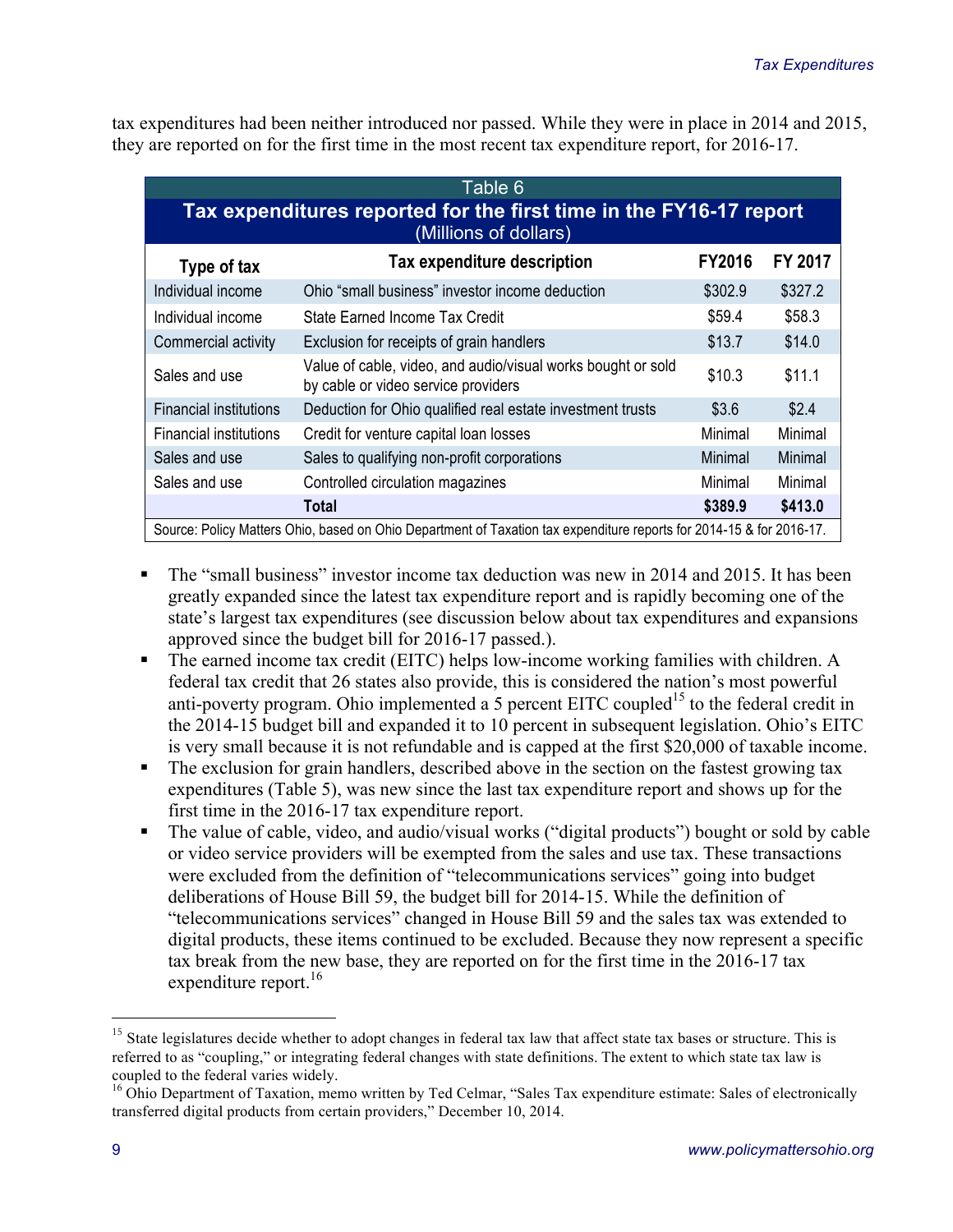tax expenditures had been neither introduced nor passed. While they were in place in 2014 and 2015, they are reported on for the first time in the most recent tax expenditure report, for 2016-17.

| Table 6<br>**Tax expenditures reported for the first time in the FY16-17 report**<br>(Millions of dollars) | | | |
|---|---|---|---|
| **Type of tax** | **Tax expenditure description** | **FY2016** | **FY 2017** |
| Individual income | Ohio "small business" investor income deduction | $302.9 | $327.2 |
| Individual income | State Earned Income Tax Credit | $59.4 | $58.3 |
| Commercial activity | Exclusion for receipts of grain handlers | $13.7 | $14.0 |
| Sales and use | Value of cable, video, and audio/visual works bought or sold by cable or video service providers | $10.3 | $11.1 |
| Financial institutions | Deduction for Ohio qualified real estate investment trusts | $3.6 | $2.4 |
| Financial institutions | Credit for venture capital loan losses | Minimal | Minimal |
| Sales and use | Sales to qualifying non-profit corporations | Minimal | Minimal |
| Sales and use | Controlled circulation magazines | Minimal | Minimal |
| | **Total** | **$389.9** | **$413.0** |

Source: Policy Matters Ohio, based on Ohio Department of Taxation tax expenditure reports for 2014-15 & for 2016-17.

- The "small business" investor income tax deduction was new in 2014 and 2015. It has been greatly expanded since the latest tax expenditure report and is rapidly becoming one of the state's largest tax expenditures (see discussion below about tax expenditures and expansions approved since the budget bill for 2016-17 passed.).
- The earned income tax credit (EITC) helps low-income working families with children. A federal tax credit that 26 states also provide, this is considered the nation's most powerful anti-poverty program. Ohio implemented a 5 percent EITC coupled[15] to the federal credit in the 2014-15 budget bill and expanded it to 10 percent in subsequent legislation. Ohio's EITC is very small because it is not refundable and is capped at the first $20,000 of taxable income.
- The exclusion for grain handlers, described above in the section on the fastest growing tax expenditures (Table 5), was new since the last tax expenditure report and shows up for the first time in the 2016-17 tax expenditure report.
- The value of cable, video, and audio/visual works ("digital products") bought or sold by cable or video service providers will be exempted from the sales and use tax. These transactions were excluded from the definition of "telecommunications services" going into budget deliberations of House Bill 59, the budget bill for 2014-15. While the definition of "telecommunications services" changed in House Bill 59 and the sales tax was extended to digital products, these items continued to be excluded. Because they now represent a specific tax break from the new base, they are reported on for the first time in the 2016-17 tax expenditure report.[16]

---

[15] State legislatures decide whether to adopt changes in federal tax law that affect state tax bases or structure. This is referred to as "coupling," or integrating federal changes with state definitions. The extent to which state tax law is coupled to the federal varies widely.

[16] Ohio Department of Taxation, memo written by Ted Celmar, "Sales Tax expenditure estimate: Sales of electronically transferred digital products from certain providers," December 10, 2014.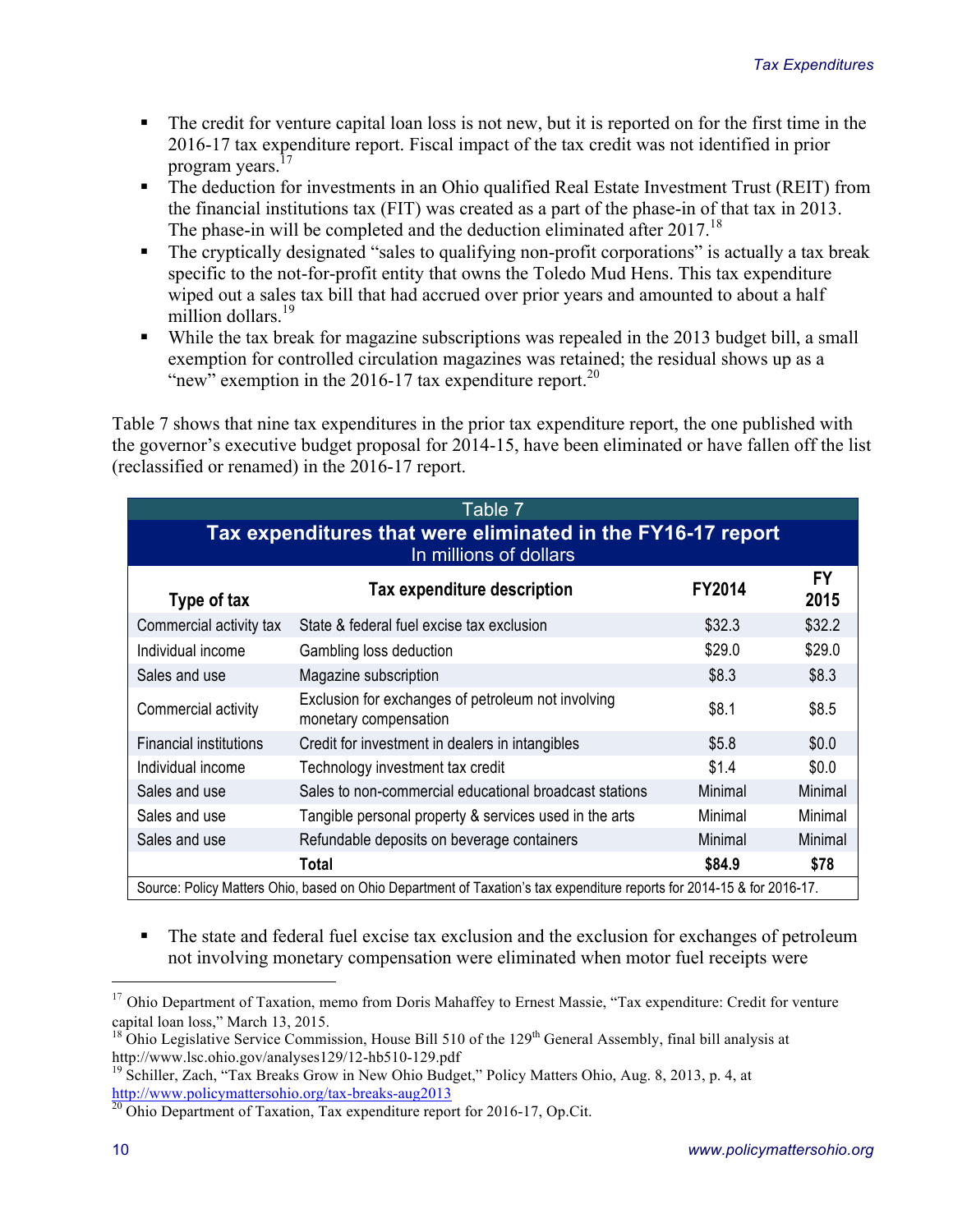- The credit for venture capital loan loss is not new, but it is reported on for the first time in the 2016-17 tax expenditure report. Fiscal impact of the tax credit was not identified in prior program years.[17]
- The deduction for investments in an Ohio qualified Real Estate Investment Trust (REIT) from the financial institutions tax (FIT) was created as a part of the phase-in of that tax in 2013. The phase-in will be completed and the deduction eliminated after 2017.[18]
- The cryptically designated "sales to qualifying non-profit corporations" is actually a tax break specific to the not-for-profit entity that owns the Toledo Mud Hens. This tax expenditure wiped out a sales tax bill that had accrued over prior years and amounted to about a half million dollars.[19]
- While the tax break for magazine subscriptions was repealed in the 2013 budget bill, a small exemption for controlled circulation magazines was retained; the residual shows up as a "new" exemption in the 2016-17 tax expenditure report.[20]

Table 7 shows that nine tax expenditures in the prior tax expenditure report, the one published with the governor's executive budget proposal for 2014-15, have been eliminated or have fallen off the list (reclassified or renamed) in the 2016-17 report.

**Table 7**
**Tax expenditures that were eliminated in the FY16-17 report**
In millions of dollars

| Type of tax | Tax expenditure description | FY2014 | FY 2015 |
|---|---|---|---|
| Commercial activity tax | State & federal fuel excise tax exclusion | $32.3 | $32.2 |
| Individual income | Gambling loss deduction | $29.0 | $29.0 |
| Sales and use | Magazine subscription | $8.3 | $8.3 |
| Commercial activity | Exclusion for exchanges of petroleum not involving monetary compensation | $8.1 | $8.5 |
| Financial institutions | Credit for investment in dealers in intangibles | $5.8 | $0.0 |
| Individual income | Technology investment tax credit | $1.4 | $0.0 |
| Sales and use | Sales to non-commercial educational broadcast stations | Minimal | Minimal |
| Sales and use | Tangible personal property & services used in the arts | Minimal | Minimal |
| Sales and use | Refundable deposits on beverage containers | Minimal | Minimal |
| | **Total** | **$84.9** | **$78** |

Source: Policy Matters Ohio, based on Ohio Department of Taxation's tax expenditure reports for 2014-15 & for 2016-17.

- The state and federal fuel excise tax exclusion and the exclusion for exchanges of petroleum not involving monetary compensation were eliminated when motor fuel receipts were

---

[17] Ohio Department of Taxation, memo from Doris Mahaffey to Ernest Massie, "Tax expenditure: Credit for venture capital loan loss," March 13, 2015.

[18] Ohio Legislative Service Commission, House Bill 510 of the 129th General Assembly, final bill analysis at http://www.lsc.ohio.gov/analyses129/12-hb510-129.pdf

[19] Schiller, Zach, "Tax Breaks Grow in New Ohio Budget," Policy Matters Ohio, Aug. 8, 2013, p. 4, at http://www.policymattersohio.org/tax-breaks-aug2013

[20] Ohio Department of Taxation, Tax expenditure report for 2016-17, Op.Cit.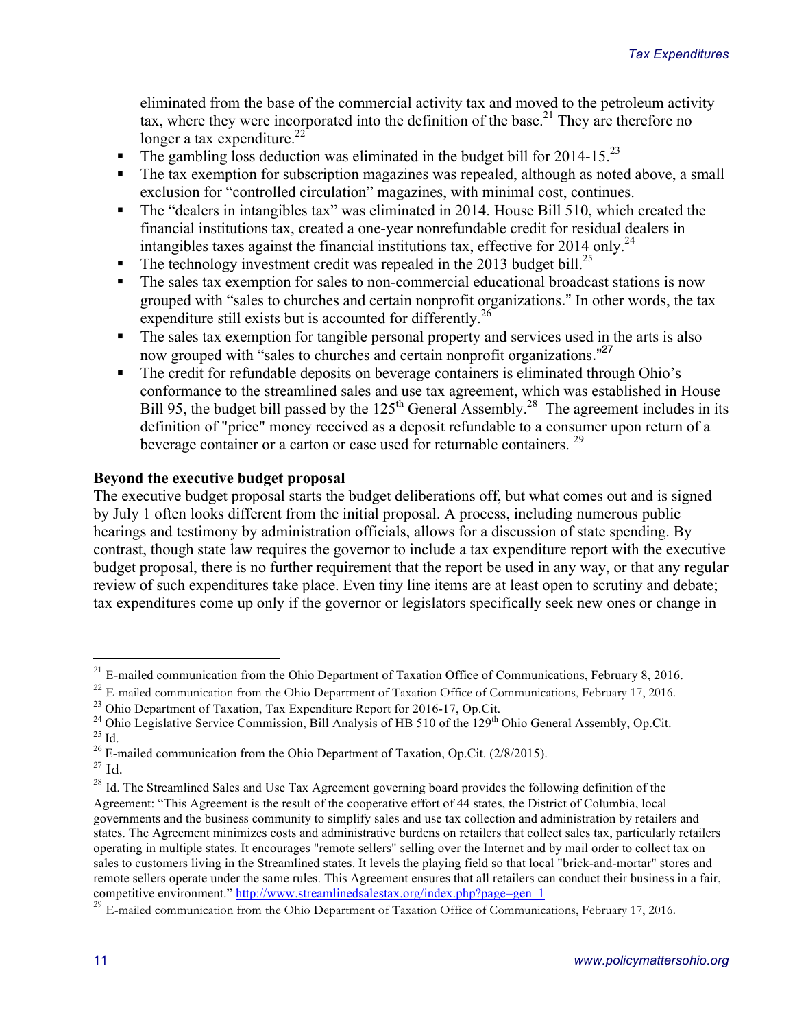eliminated from the base of the commercial activity tax and moved to the petroleum activity tax, where they were incorporated into the definition of the base.[21] They are therefore no longer a tax expenditure.[22]

- The gambling loss deduction was eliminated in the budget bill for 2014-15.[23]
- The tax exemption for subscription magazines was repealed, although as noted above, a small exclusion for "controlled circulation" magazines, with minimal cost, continues.
- The "dealers in intangibles tax" was eliminated in 2014. House Bill 510, which created the financial institutions tax, created a one-year nonrefundable credit for residual dealers in intangibles taxes against the financial institutions tax, effective for 2014 only.[24]
- The technology investment credit was repealed in the 2013 budget bill.[25]
- The sales tax exemption for sales to non-commercial educational broadcast stations is now grouped with "sales to churches and certain nonprofit organizations." In other words, the tax expenditure still exists but is accounted for differently.[26]
- The sales tax exemption for tangible personal property and services used in the arts is also now grouped with "sales to churches and certain nonprofit organizations."[27]
- The credit for refundable deposits on beverage containers is eliminated through Ohio's conformance to the streamlined sales and use tax agreement, which was established in House Bill 95, the budget bill passed by the 125th General Assembly.[28] The agreement includes in its definition of "price" money received as a deposit refundable to a consumer upon return of a beverage container or a carton or case used for returnable containers.[29]

**Beyond the executive budget proposal**

The executive budget proposal starts the budget deliberations off, but what comes out and is signed by July 1 often looks different from the initial proposal. A process, including numerous public hearings and testimony by administration officials, allows for a discussion of state spending. By contrast, though state law requires the governor to include a tax expenditure report with the executive budget proposal, there is no further requirement that the report be used in any way, or that any regular review of such expenditures take place. Even tiny line items are at least open to scrutiny and debate; tax expenditures come up only if the governor or legislators specifically seek new ones or change in

---

[21] E-mailed communication from the Ohio Department of Taxation Office of Communications, February 8, 2016.

[22] E-mailed communication from the Ohio Department of Taxation Office of Communications, February 17, 2016.

[23] Ohio Department of Taxation, Tax Expenditure Report for 2016-17, Op.Cit.

[24] Ohio Legislative Service Commission, Bill Analysis of HB 510 of the 129th Ohio General Assembly, Op.Cit.

[25] Id.

[26] E-mailed communication from the Ohio Department of Taxation, Op.Cit. (2/8/2015).

[27] Id.

[28] Id. The Streamlined Sales and Use Tax Agreement governing board provides the following definition of the Agreement: "This Agreement is the result of the cooperative effort of 44 states, the District of Columbia, local governments and the business community to simplify sales and use tax collection and administration by retailers and states. The Agreement minimizes costs and administrative burdens on retailers that collect sales tax, particularly retailers operating in multiple states. It encourages "remote sellers" selling over the Internet and by mail order to collect tax on sales to customers living in the Streamlined states. It levels the playing field so that local "brick-and-mortar" stores and remote sellers operate under the same rules. This Agreement ensures that all retailers can conduct their business in a fair, competitive environment." http://www.streamlinedsalestax.org/index.php?page=gen_1

[29] E-mailed communication from the Ohio Department of Taxation Office of Communications, February 17, 2016.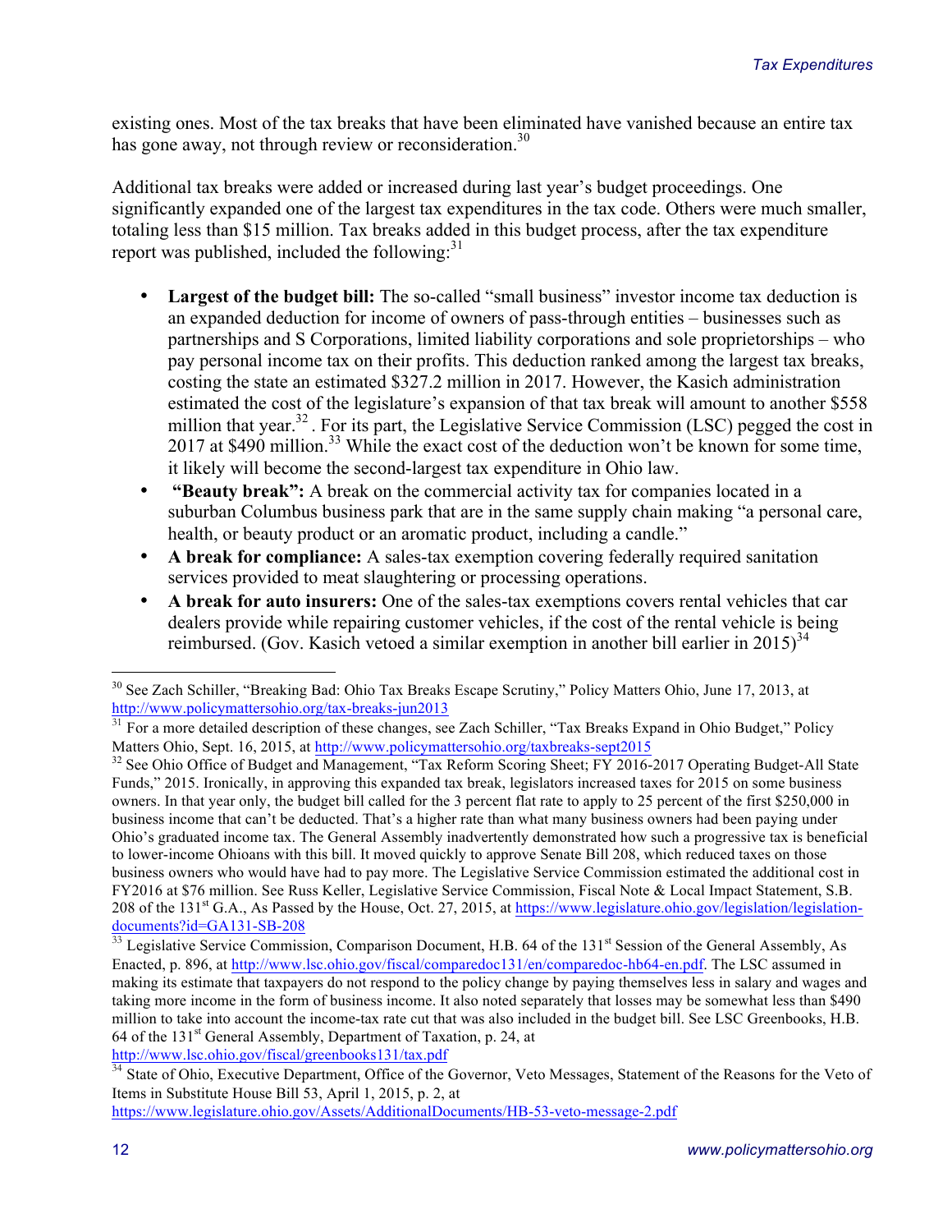existing ones. Most of the tax breaks that have been eliminated have vanished because an entire tax has gone away, not through review or reconsideration.[30]

Additional tax breaks were added or increased during last year's budget proceedings. One significantly expanded one of the largest tax expenditures in the tax code. Others were much smaller, totaling less than $15 million. Tax breaks added in this budget process, after the tax expenditure report was published, included the following:[31]

- **Largest of the budget bill:** The so-called "small business" investor income tax deduction is an expanded deduction for income of owners of pass-through entities – businesses such as partnerships and S Corporations, limited liability corporations and sole proprietorships – who pay personal income tax on their profits. This deduction ranked among the largest tax breaks, costing the state an estimated $327.2 million in 2017. However, the Kasich administration estimated the cost of the legislature's expansion of that tax break will amount to another $558 million that year.[32] . For its part, the Legislative Service Commission (LSC) pegged the cost in 2017 at $490 million.[33] While the exact cost of the deduction won't be known for some time, it likely will become the second-largest tax expenditure in Ohio law.
- **"Beauty break":** A break on the commercial activity tax for companies located in a suburban Columbus business park that are in the same supply chain making "a personal care, health, or beauty product or an aromatic product, including a candle."
- **A break for compliance:** A sales-tax exemption covering federally required sanitation services provided to meat slaughtering or processing operations.
- **A break for auto insurers:** One of the sales-tax exemptions covers rental vehicles that car dealers provide while repairing customer vehicles, if the cost of the rental vehicle is being reimbursed. (Gov. Kasich vetoed a similar exemption in another bill earlier in 2015)[34]

---

[30] See Zach Schiller, "Breaking Bad: Ohio Tax Breaks Escape Scrutiny," Policy Matters Ohio, June 17, 2013, at http://www.policymattersohio.org/tax-breaks-jun2013

[31] For a more detailed description of these changes, see Zach Schiller, "Tax Breaks Expand in Ohio Budget," Policy Matters Ohio, Sept. 16, 2015, at http://www.policymattersohio.org/taxbreaks-sept2015

[32] See Ohio Office of Budget and Management, "Tax Reform Scoring Sheet; FY 2016-2017 Operating Budget-All State Funds," 2015. Ironically, in approving this expanded tax break, legislators increased taxes for 2015 on some business owners. In that year only, the budget bill called for the 3 percent flat rate to apply to 25 percent of the first $250,000 in business income that can't be deducted. That's a higher rate than what many business owners had been paying under Ohio's graduated income tax. The General Assembly inadvertently demonstrated how such a progressive tax is beneficial to lower-income Ohioans with this bill. It moved quickly to approve Senate Bill 208, which reduced taxes on those business owners who would have had to pay more. The Legislative Service Commission estimated the additional cost in FY2016 at $76 million. See Russ Keller, Legislative Service Commission, Fiscal Note & Local Impact Statement, S.B. 208 of the 131st G.A., As Passed by the House, Oct. 27, 2015, at https://www.legislature.ohio.gov/legislation/legislation-documents?id=GA131-SB-208

[33] Legislative Service Commission, Comparison Document, H.B. 64 of the 131st Session of the General Assembly, As Enacted, p. 896, at http://www.lsc.ohio.gov/fiscal/comparedoc131/en/comparedoc-hb64-en.pdf. The LSC assumed in making its estimate that taxpayers do not respond to the policy change by paying themselves less in salary and wages and taking more income in the form of business income. It also noted separately that losses may be somewhat less than $490 million to take into account the income-tax rate cut that was also included in the budget bill. See LSC Greenbooks, H.B. 64 of the 131st General Assembly, Department of Taxation, p. 24, at http://www.lsc.ohio.gov/fiscal/greenbooks131/tax.pdf

[34] State of Ohio, Executive Department, Office of the Governor, Veto Messages, Statement of the Reasons for the Veto of Items in Substitute House Bill 53, April 1, 2015, p. 2, at https://www.legislature.ohio.gov/Assets/AdditionalDocuments/HB-53-veto-message-2.pdf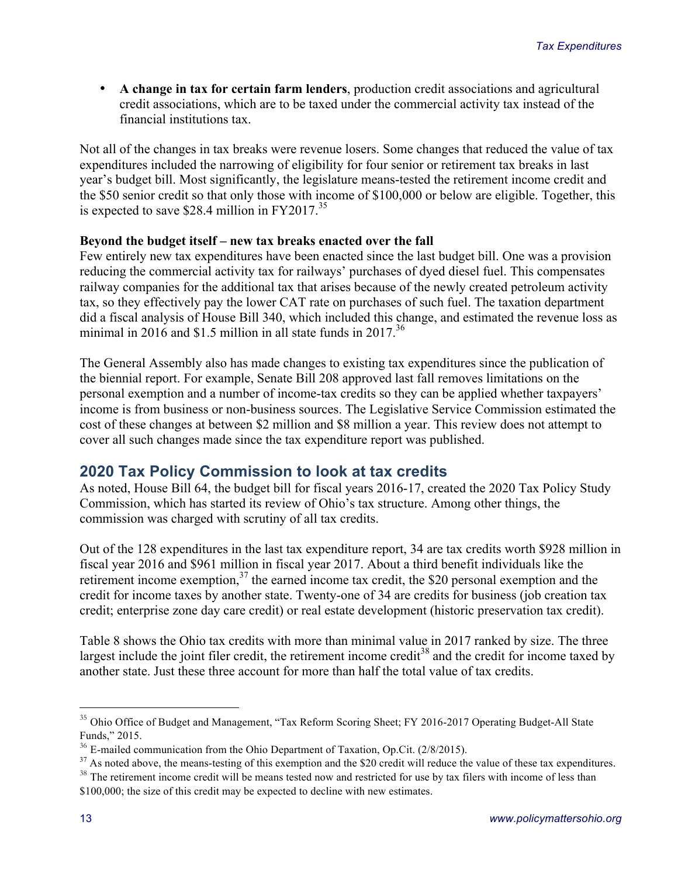- **A change in tax for certain farm lenders**, production credit associations and agricultural credit associations, which are to be taxed under the commercial activity tax instead of the financial institutions tax.

Not all of the changes in tax breaks were revenue losers. Some changes that reduced the value of tax expenditures included the narrowing of eligibility for four senior or retirement tax breaks in last year's budget bill. Most significantly, the legislature means-tested the retirement income credit and the $50 senior credit so that only those with income of $100,000 or below are eligible. Together, this is expected to save $28.4 million in FY2017.[35]

**Beyond the budget itself – new tax breaks enacted over the fall**

Few entirely new tax expenditures have been enacted since the last budget bill. One was a provision reducing the commercial activity tax for railways' purchases of dyed diesel fuel. This compensates railway companies for the additional tax that arises because of the newly created petroleum activity tax, so they effectively pay the lower CAT rate on purchases of such fuel. The taxation department did a fiscal analysis of House Bill 340, which included this change, and estimated the revenue loss as minimal in 2016 and $1.5 million in all state funds in 2017.[36]

The General Assembly also has made changes to existing tax expenditures since the publication of the biennial report. For example, Senate Bill 208 approved last fall removes limitations on the personal exemption and a number of income-tax credits so they can be applied whether taxpayers' income is from business or non-business sources. The Legislative Service Commission estimated the cost of these changes at between $2 million and $8 million a year. This review does not attempt to cover all such changes made since the tax expenditure report was published.

## 2020 Tax Policy Commission to look at tax credits

As noted, House Bill 64, the budget bill for fiscal years 2016-17, created the 2020 Tax Policy Study Commission, which has started its review of Ohio's tax structure. Among other things, the commission was charged with scrutiny of all tax credits.

Out of the 128 expenditures in the last tax expenditure report, 34 are tax credits worth $928 million in fiscal year 2016 and $961 million in fiscal year 2017. About a third benefit individuals like the retirement income exemption,[37] the earned income tax credit, the $20 personal exemption and the credit for income taxes by another state. Twenty-one of 34 are credits for business (job creation tax credit; enterprise zone day care credit) or real estate development (historic preservation tax credit).

Table 8 shows the Ohio tax credits with more than minimal value in 2017 ranked by size. The three largest include the joint filer credit, the retirement income credit[38] and the credit for income taxed by another state. Just these three account for more than half the total value of tax credits.

---

[35] Ohio Office of Budget and Management, "Tax Reform Scoring Sheet; FY 2016-2017 Operating Budget-All State Funds," 2015.

[36] E-mailed communication from the Ohio Department of Taxation, Op.Cit. (2/8/2015).

[37] As noted above, the means-testing of this exemption and the $20 credit will reduce the value of these tax expenditures.

[38] The retirement income credit will be means tested now and restricted for use by tax filers with income of less than $100,000; the size of this credit may be expected to decline with new estimates.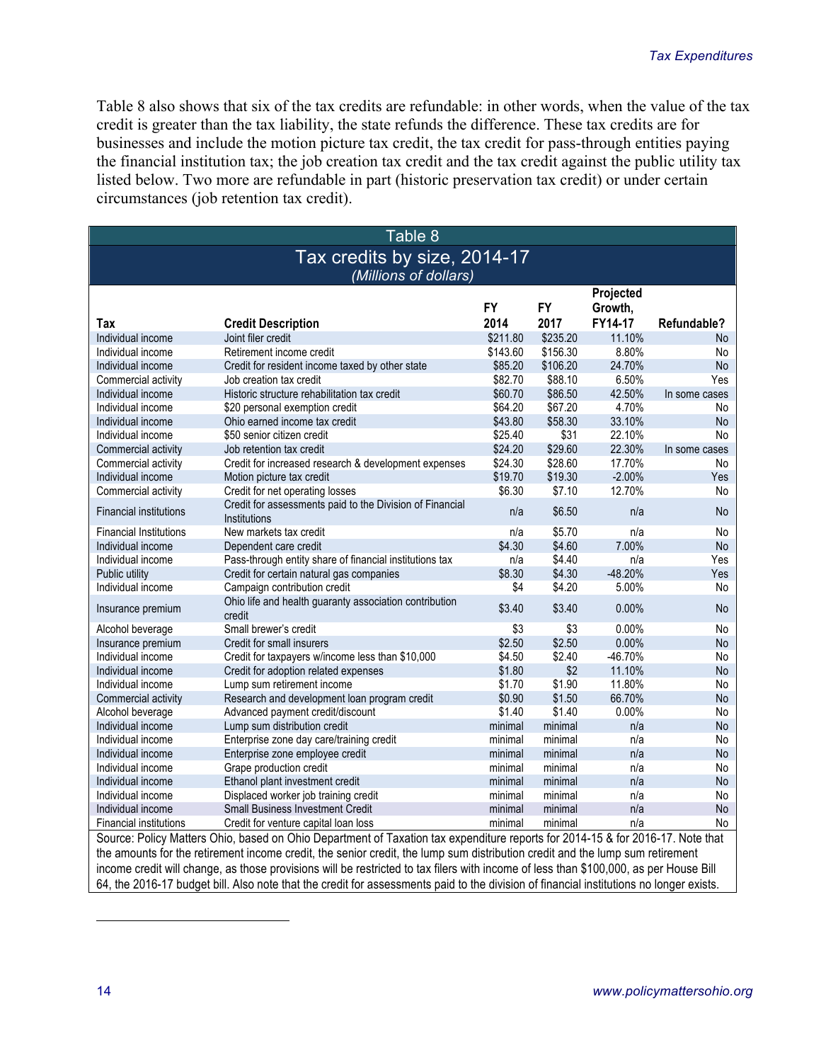Table 8 also shows that six of the tax credits are refundable: in other words, when the value of the tax credit is greater than the tax liability, the state refunds the difference. These tax credits are for businesses and include the motion picture tax credit, the tax credit for pass-through entities paying the financial institution tax; the job creation tax credit and the tax credit against the public utility tax listed below. Two more are refundable in part (historic preservation tax credit) or under certain circumstances (job retention tax credit).

**Table 8**

**Tax credits by size, 2014-17**

*(Millions of dollars)*

| Tax | Credit Description | FY 2014 | FY 2017 | Projected Growth, FY14-17 | Refundable? |
|---|---|---|---|---|---|
| Individual income | Joint filer credit | $211.80 | $235.20 | 11.10% | No |
| Individual income | Retirement income credit | $143.60 | $156.30 | 8.80% | No |
| Individual income | Credit for resident income taxed by other state | $85.20 | $106.20 | 24.70% | No |
| Commercial activity | Job creation tax credit | $82.70 | $88.10 | 6.50% | Yes |
| Individual income | Historic structure rehabilitation tax credit | $60.70 | $86.50 | 42.50% | In some cases |
| Individual income | $20 personal exemption credit | $64.20 | $67.20 | 4.70% | No |
| Individual income | Ohio earned income tax credit | $43.80 | $58.30 | 33.10% | No |
| Individual income | $50 senior citizen credit | $25.40 | $31 | 22.10% | No |
| Commercial activity | Job retention tax credit | $24.20 | $29.60 | 22.30% | In some cases |
| Commercial activity | Credit for increased research & development expenses | $24.30 | $28.60 | 17.70% | No |
| Individual income | Motion picture tax credit | $19.70 | $19.30 | -2.00% | Yes |
| Commercial activity | Credit for net operating losses | $6.30 | $7.10 | 12.70% | No |
| Financial institutions | Credit for assessments paid to the Division of Financial Institutions | n/a | $6.50 | n/a | No |
| Financial Institutions | New markets tax credit | n/a | $5.70 | n/a | No |
| Individual income | Dependent care credit | $4.30 | $4.60 | 7.00% | No |
| Individual income | Pass-through entity share of financial institutions tax | n/a | $4.40 | n/a | Yes |
| Public utility | Credit for certain natural gas companies | $8.30 | $4.30 | -48.20% | Yes |
| Individual income | Campaign contribution credit | $4 | $4.20 | 5.00% | No |
| Insurance premium | Ohio life and health guaranty association contribution credit | $3.40 | $3.40 | 0.00% | No |
| Alcohol beverage | Small brewer's credit | $3 | $3 | 0.00% | No |
| Insurance premium | Credit for small insurers | $2.50 | $2.50 | 0.00% | No |
| Individual income | Credit for taxpayers w/income less than $10,000 | $4.50 | $2.40 | -46.70% | No |
| Individual income | Credit for adoption related expenses | $1.80 | $2 | 11.10% | No |
| Individual income | Lump sum retirement income | $1.70 | $1.90 | 11.80% | No |
| Commercial activity | Research and development loan program credit | $0.90 | $1.50 | 66.70% | No |
| Alcohol beverage | Advanced payment credit/discount | $1.40 | $1.40 | 0.00% | No |
| Individual income | Lump sum distribution credit | minimal | minimal | n/a | No |
| Individual income | Enterprise zone day care/training credit | minimal | minimal | n/a | No |
| Individual income | Enterprise zone employee credit | minimal | minimal | n/a | No |
| Individual income | Grape production credit | minimal | minimal | n/a | No |
| Individual income | Ethanol plant investment credit | minimal | minimal | n/a | No |
| Individual income | Displaced worker job training credit | minimal | minimal | n/a | No |
| Individual income | Small Business Investment Credit | minimal | minimal | n/a | No |
| Financial institutions | Credit for venture capital loan loss | minimal | minimal | n/a | No |

Source: Policy Matters Ohio, based on Ohio Department of Taxation tax expenditure reports for 2014-15 & for 2016-17. Note that the amounts for the retirement income credit, the senior credit, the lump sum distribution credit and the lump sum retirement income credit will change, as those provisions will be restricted to tax filers with income of less than $100,000, as per House Bill 64, the 2016-17 budget bill. Also note that the credit for assessments paid to the division of financial institutions no longer exists.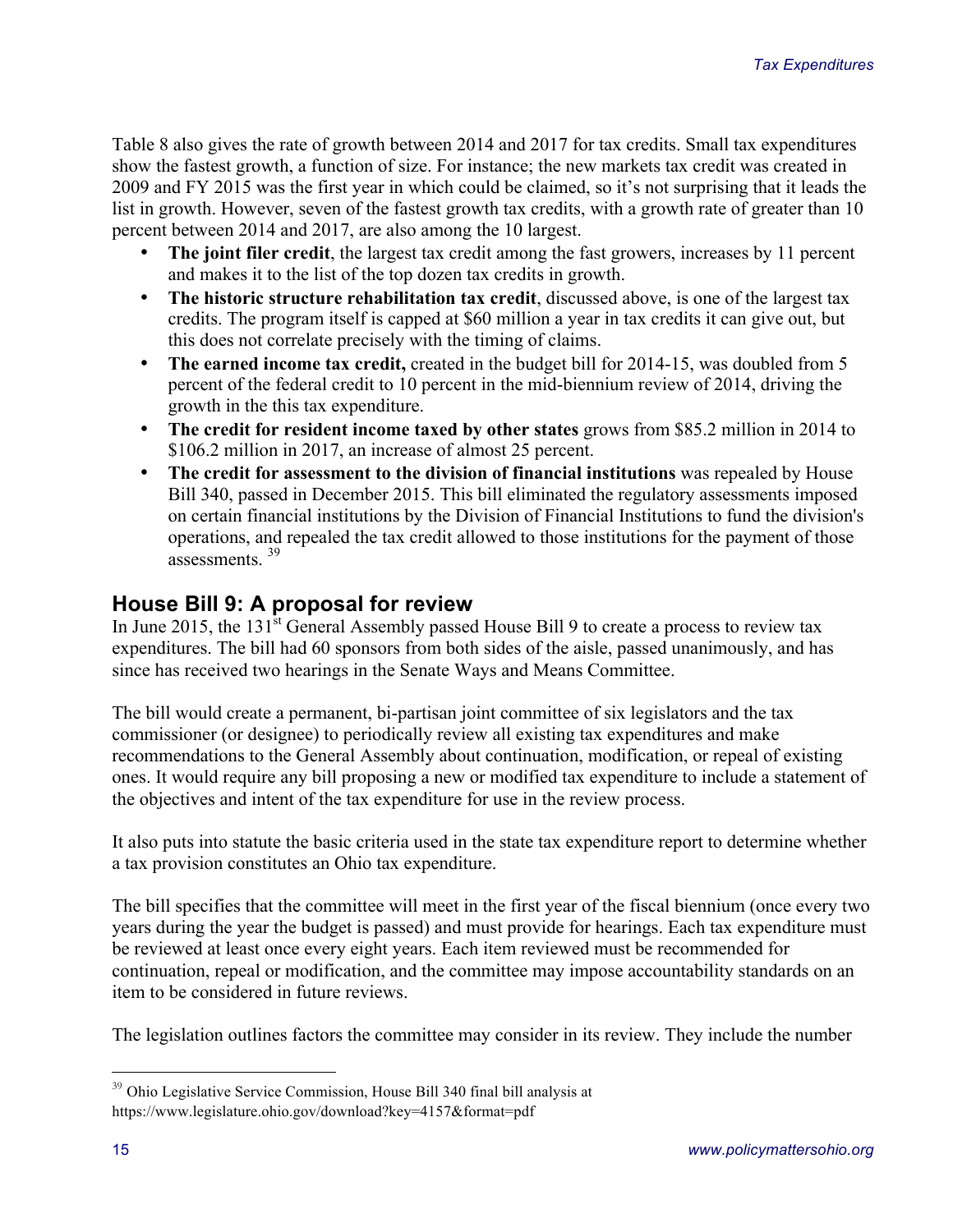Table 8 also gives the rate of growth between 2014 and 2017 for tax credits. Small tax expenditures show the fastest growth, a function of size. For instance; the new markets tax credit was created in 2009 and FY 2015 was the first year in which could be claimed, so it's not surprising that it leads the list in growth. However, seven of the fastest growth tax credits, with a growth rate of greater than 10 percent between 2014 and 2017, are also among the 10 largest.

- **The joint filer credit**, the largest tax credit among the fast growers, increases by 11 percent and makes it to the list of the top dozen tax credits in growth.
- **The historic structure rehabilitation tax credit**, discussed above, is one of the largest tax credits. The program itself is capped at $60 million a year in tax credits it can give out, but this does not correlate precisely with the timing of claims.
- **The earned income tax credit,** created in the budget bill for 2014-15, was doubled from 5 percent of the federal credit to 10 percent in the mid-biennium review of 2014, driving the growth in the this tax expenditure.
- **The credit for resident income taxed by other states** grows from $85.2 million in 2014 to $106.2 million in 2017, an increase of almost 25 percent.
- **The credit for assessment to the division of financial institutions** was repealed by House Bill 340, passed in December 2015. This bill eliminated the regulatory assessments imposed on certain financial institutions by the Division of Financial Institutions to fund the division's operations, and repealed the tax credit allowed to those institutions for the payment of those assessments. [39]

## House Bill 9: A proposal for review

In June 2015, the 131st General Assembly passed House Bill 9 to create a process to review tax expenditures. The bill had 60 sponsors from both sides of the aisle, passed unanimously, and has since has received two hearings in the Senate Ways and Means Committee.

The bill would create a permanent, bi-partisan joint committee of six legislators and the tax commissioner (or designee) to periodically review all existing tax expenditures and make recommendations to the General Assembly about continuation, modification, or repeal of existing ones. It would require any bill proposing a new or modified tax expenditure to include a statement of the objectives and intent of the tax expenditure for use in the review process.

It also puts into statute the basic criteria used in the state tax expenditure report to determine whether a tax provision constitutes an Ohio tax expenditure.

The bill specifies that the committee will meet in the first year of the fiscal biennium (once every two years during the year the budget is passed) and must provide for hearings. Each tax expenditure must be reviewed at least once every eight years. Each item reviewed must be recommended for continuation, repeal or modification, and the committee may impose accountability standards on an item to be considered in future reviews.

The legislation outlines factors the committee may consider in its review. They include the number

---

[39] Ohio Legislative Service Commission, House Bill 340 final bill analysis at https://www.legislature.ohio.gov/download?key=4157&format=pdf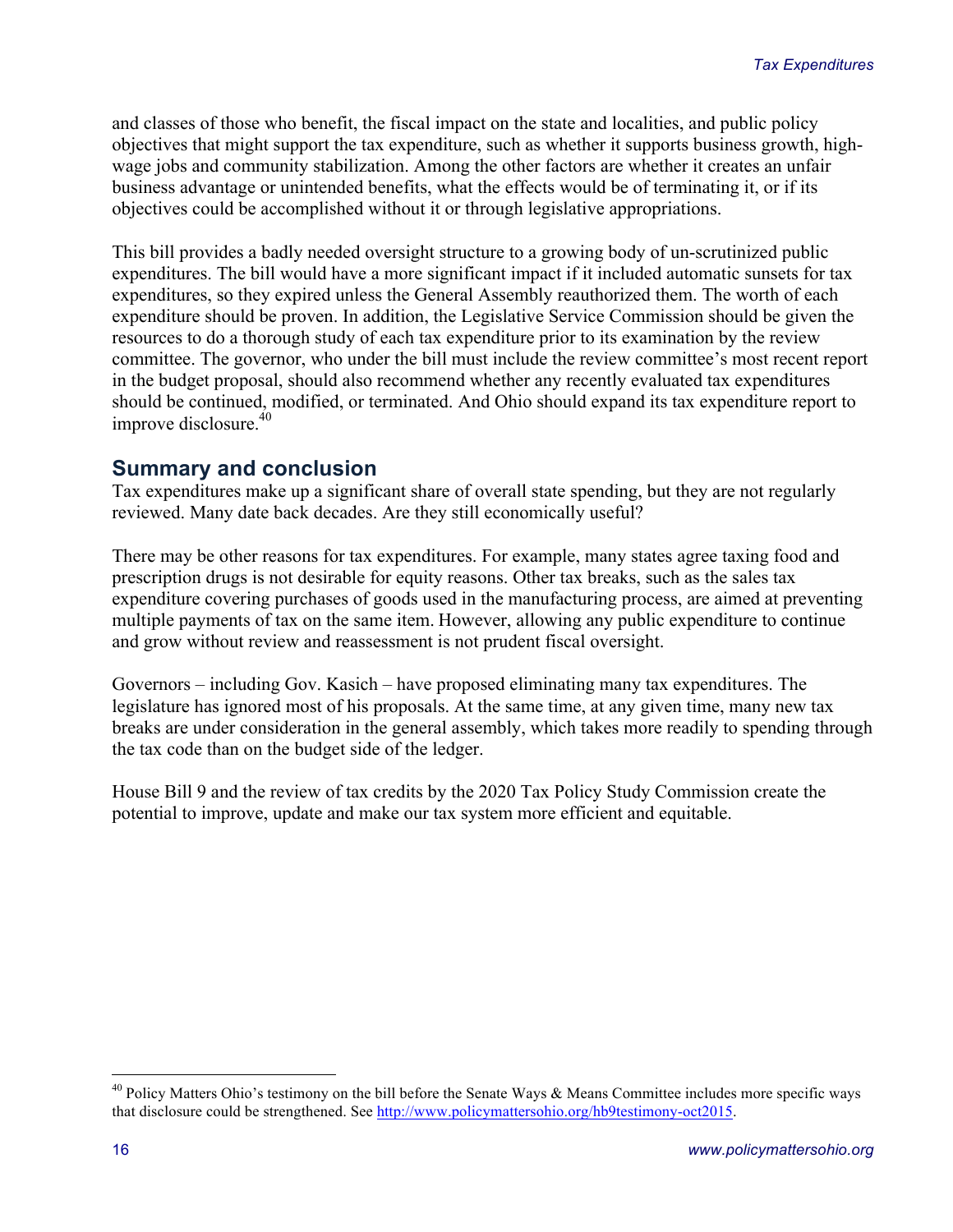and classes of those who benefit, the fiscal impact on the state and localities, and public policy objectives that might support the tax expenditure, such as whether it supports business growth, high-wage jobs and community stabilization. Among the other factors are whether it creates an unfair business advantage or unintended benefits, what the effects would be of terminating it, or if its objectives could be accomplished without it or through legislative appropriations.

This bill provides a badly needed oversight structure to a growing body of un-scrutinized public expenditures. The bill would have a more significant impact if it included automatic sunsets for tax expenditures, so they expired unless the General Assembly reauthorized them. The worth of each expenditure should be proven. In addition, the Legislative Service Commission should be given the resources to do a thorough study of each tax expenditure prior to its examination by the review committee. The governor, who under the bill must include the review committee's most recent report in the budget proposal, should also recommend whether any recently evaluated tax expenditures should be continued, modified, or terminated. And Ohio should expand its tax expenditure report to improve disclosure.[40]

## Summary and conclusion

Tax expenditures make up a significant share of overall state spending, but they are not regularly reviewed. Many date back decades. Are they still economically useful?

There may be other reasons for tax expenditures. For example, many states agree taxing food and prescription drugs is not desirable for equity reasons. Other tax breaks, such as the sales tax expenditure covering purchases of goods used in the manufacturing process, are aimed at preventing multiple payments of tax on the same item. However, allowing any public expenditure to continue and grow without review and reassessment is not prudent fiscal oversight.

Governors – including Gov. Kasich – have proposed eliminating many tax expenditures. The legislature has ignored most of his proposals. At the same time, at any given time, many new tax breaks are under consideration in the general assembly, which takes more readily to spending through the tax code than on the budget side of the ledger.

House Bill 9 and the review of tax credits by the 2020 Tax Policy Study Commission create the potential to improve, update and make our tax system more efficient and equitable.

---

[40] Policy Matters Ohio's testimony on the bill before the Senate Ways & Means Committee includes more specific ways that disclosure could be strengthened. See http://www.policymattersohio.org/hb9testimony-oct2015.